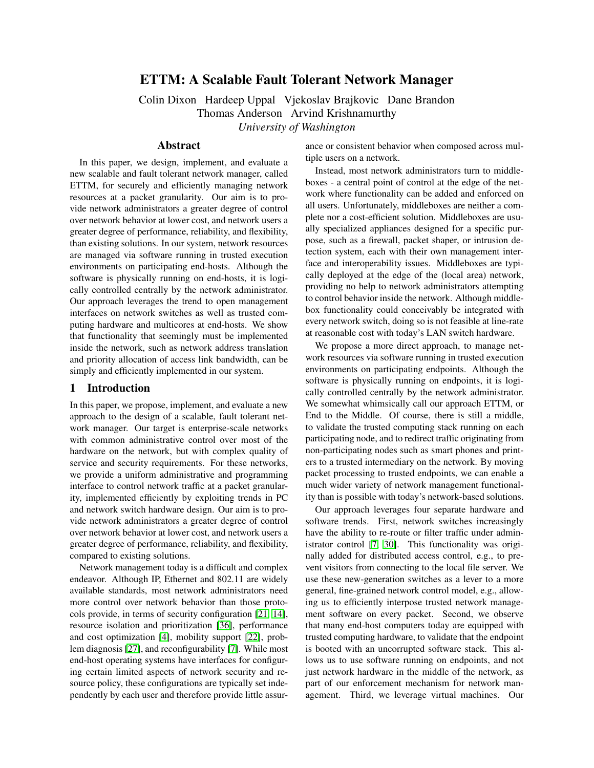# ETTM: A Scalable Fault Tolerant Network Manager

Colin Dixon Hardeep Uppal Vjekoslav Brajkovic Dane Brandon
Thomas Anderson Arvind Krishnamurthy

*University of Washington*

## Abstract

In this paper, we design, implement, and evaluate a new scalable and fault tolerant network manager, called ETTM, for securely and efficiently managing network resources at a packet granularity. Our aim is to provide network administrators a greater degree of control over network behavior at lower cost, and network users a greater degree of performance, reliability, and flexibility, than existing solutions. In our system, network resources are managed via software running in trusted execution environments on participating end-hosts. Although the software is physically running on end-hosts, it is logically controlled centrally by the network administrator. Our approach leverages the trend to open management interfaces on network switches as well as trusted computing hardware and multicores at end-hosts. We show that functionality that seemingly must be implemented inside the network, such as network address translation and priority allocation of access link bandwidth, can be simply and efficiently implemented in our system.

## 1 Introduction

In this paper, we propose, implement, and evaluate a new approach to the design of a scalable, fault tolerant network manager. Our target is enterprise-scale networks with common administrative control over most of the hardware on the network, but with complex quality of service and security requirements. For these networks, we provide a uniform administrative and programming interface to control network traffic at a packet granularity, implemented efficiently by exploiting trends in PC and network switch hardware design. Our aim is to provide network administrators a greater degree of control over network behavior at lower cost, and network users a greater degree of performance, reliability, and flexibility, compared to existing solutions.

Network management today is a difficult and complex endeavor. Although IP, Ethernet and 802.11 are widely available standards, most network administrators need more control over network behavior than those protocols provide, in terms of security configuration [21, 14], resource isolation and prioritization [36], performance and cost optimization [4], mobility support [22], problem diagnosis [27], and reconfigurability [7]. While most end-host operating systems have interfaces for configuring certain limited aspects of network security and resource policy, these configurations are typically set independently by each user and therefore provide little assurance or consistent behavior when composed across multiple users on a network.

Instead, most network administrators turn to middleboxes - a central point of control at the edge of the network where functionality can be added and enforced on all users. Unfortunately, middleboxes are neither a complete nor a cost-efficient solution. Middleboxes are usually specialized appliances designed for a specific purpose, such as a firewall, packet shaper, or intrusion detection system, each with their own management interface and interoperability issues. Middleboxes are typically deployed at the edge of the (local area) network, providing no help to network administrators attempting to control behavior inside the network. Although middlebox functionality could conceivably be integrated with every network switch, doing so is not feasible at line-rate at reasonable cost with today's LAN switch hardware.

We propose a more direct approach, to manage network resources via software running in trusted execution environments on participating endpoints. Although the software is physically running on endpoints, it is logically controlled centrally by the network administrator. We somewhat whimsically call our approach ETTM, or End to the Middle. Of course, there is still a middle, to validate the trusted computing stack running on each participating node, and to redirect traffic originating from non-participating nodes such as smart phones and printers to a trusted intermediary on the network. By moving packet processing to trusted endpoints, we can enable a much wider variety of network management functionality than is possible with today's network-based solutions.

Our approach leverages four separate hardware and software trends. First, network switches increasingly have the ability to re-route or filter traffic under administrator control [7, 30]. This functionality was originally added for distributed access control, e.g., to prevent visitors from connecting to the local file server. We use these new-generation switches as a lever to a more general, fine-grained network control model, e.g., allowing us to efficiently interpose trusted network management software on every packet. Second, we observe that many end-host computers today are equipped with trusted computing hardware, to validate that the endpoint is booted with an uncorrupted software stack. This allows us to use software running on endpoints, and not just network hardware in the middle of the network, as part of our enforcement mechanism for network management. Third, we leverage virtual machines. Our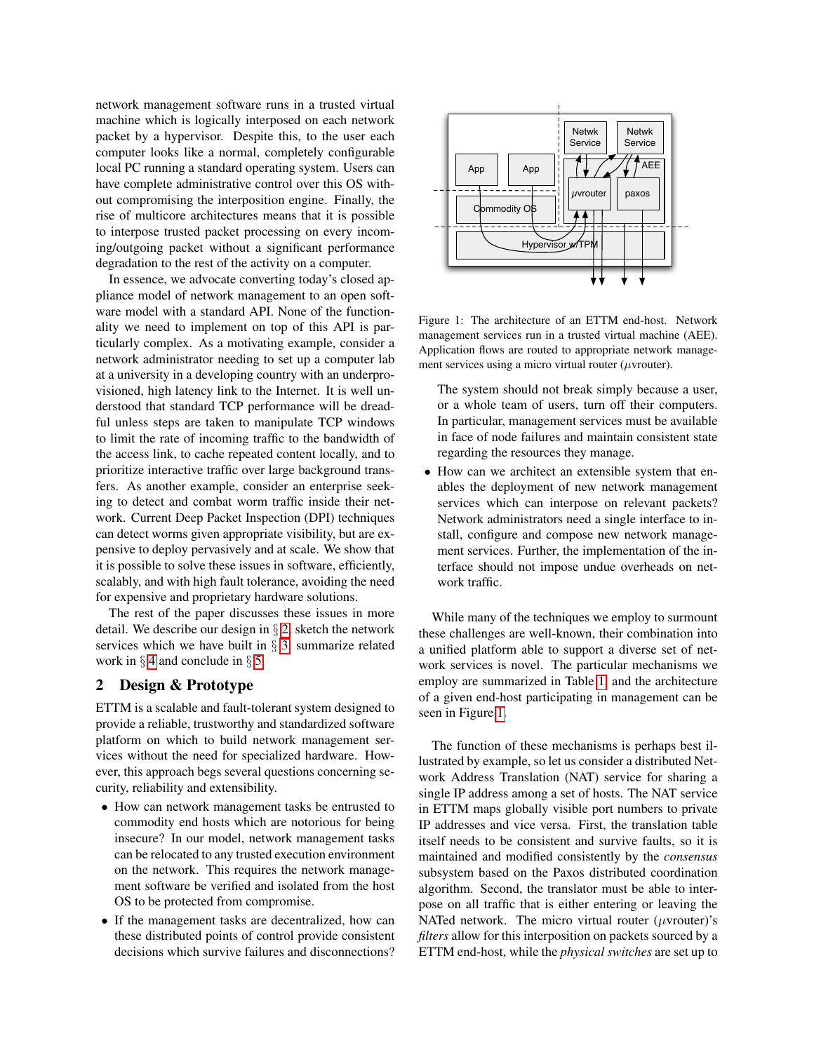network management software runs in a trusted virtual machine which is logically interposed on each network packet by a hypervisor. Despite this, to the user each computer looks like a normal, completely configurable local PC running a standard operating system. Users can have complete administrative control over this OS without compromising the interposition engine. Finally, the rise of multicore architectures means that it is possible to interpose trusted packet processing on every incoming/outgoing packet without a significant performance degradation to the rest of the activity on a computer.

In essence, we advocate converting today's closed appliance model of network management to an open software model with a standard API. None of the functionality we need to implement on top of this API is particularly complex. As a motivating example, consider a network administrator needing to set up a computer lab at a university in a developing country with an underprovisioned, high latency link to the Internet. It is well understood that standard TCP performance will be dreadful unless steps are taken to manipulate TCP windows to limit the rate of incoming traffic to the bandwidth of the access link, to cache repeated content locally, and to prioritize interactive traffic over large background transfers. As another example, consider an enterprise seeking to detect and combat worm traffic inside their network. Current Deep Packet Inspection (DPI) techniques can detect worms given appropriate visibility, but are expensive to deploy pervasively and at scale. We show that it is possible to solve these issues in software, efficiently, scalably, and with high fault tolerance, avoiding the need for expensive and proprietary hardware solutions.

The rest of the paper discusses these issues in more detail. We describe our design in § 2, sketch the network services which we have built in § 3, summarize related work in § 4 and conclude in § 5.

## 2 Design & Prototype

ETTM is a scalable and fault-tolerant system designed to provide a reliable, trustworthy and standardized software platform on which to build network management services without the need for specialized hardware. However, this approach begs several questions concerning security, reliability and extensibility.

- How can network management tasks be entrusted to commodity end hosts which are notorious for being insecure? In our model, network management tasks can be relocated to any trusted execution environment on the network. This requires the network management software be verified and isolated from the host OS to be protected from compromise.
- If the management tasks are decentralized, how can these distributed points of control provide consistent decisions which survive failures and disconnections? The system should not break simply because a user, or a whole team of users, turn off their computers. In particular, management services must be available in face of node failures and maintain consistent state regarding the resources they manage.
- How can we architect an extensible system that enables the deployment of new network management services which can interpose on relevant packets? Network administrators need a single interface to install, configure and compose new network management services. Further, the implementation of the interface should not impose undue overheads on network traffic.

App
App
Commodity OS
Netwk Service
Netwk Service
AEE
$\mu$vrouter
paxos
Hypervisor w/TPM

Figure 1: The architecture of an ETTM end-host. Network management services run in a trusted virtual machine (AEE). Application flows are routed to appropriate network management services using a micro virtual router ($\mu$vrouter).

While many of the techniques we employ to surmount these challenges are well-known, their combination into a unified platform able to support a diverse set of network services is novel. The particular mechanisms we employ are summarized in Table 1 and the architecture of a given end-host participating in management can be seen in Figure 1.

The function of these mechanisms is perhaps best illustrated by example, so let us consider a distributed Network Address Translation (NAT) service for sharing a single IP address among a set of hosts. The NAT service in ETTM maps globally visible port numbers to private IP addresses and vice versa. First, the translation table itself needs to be consistent and survive faults, so it is maintained and modified consistently by the *consensus* subsystem based on the Paxos distributed coordination algorithm. Second, the translator must be able to interpose on all traffic that is either entering or leaving the NATed network. The micro virtual router ($\mu$vrouter)'s *filters* allow for this interposition on packets sourced by a ETTM end-host, while the *physical switches* are set up to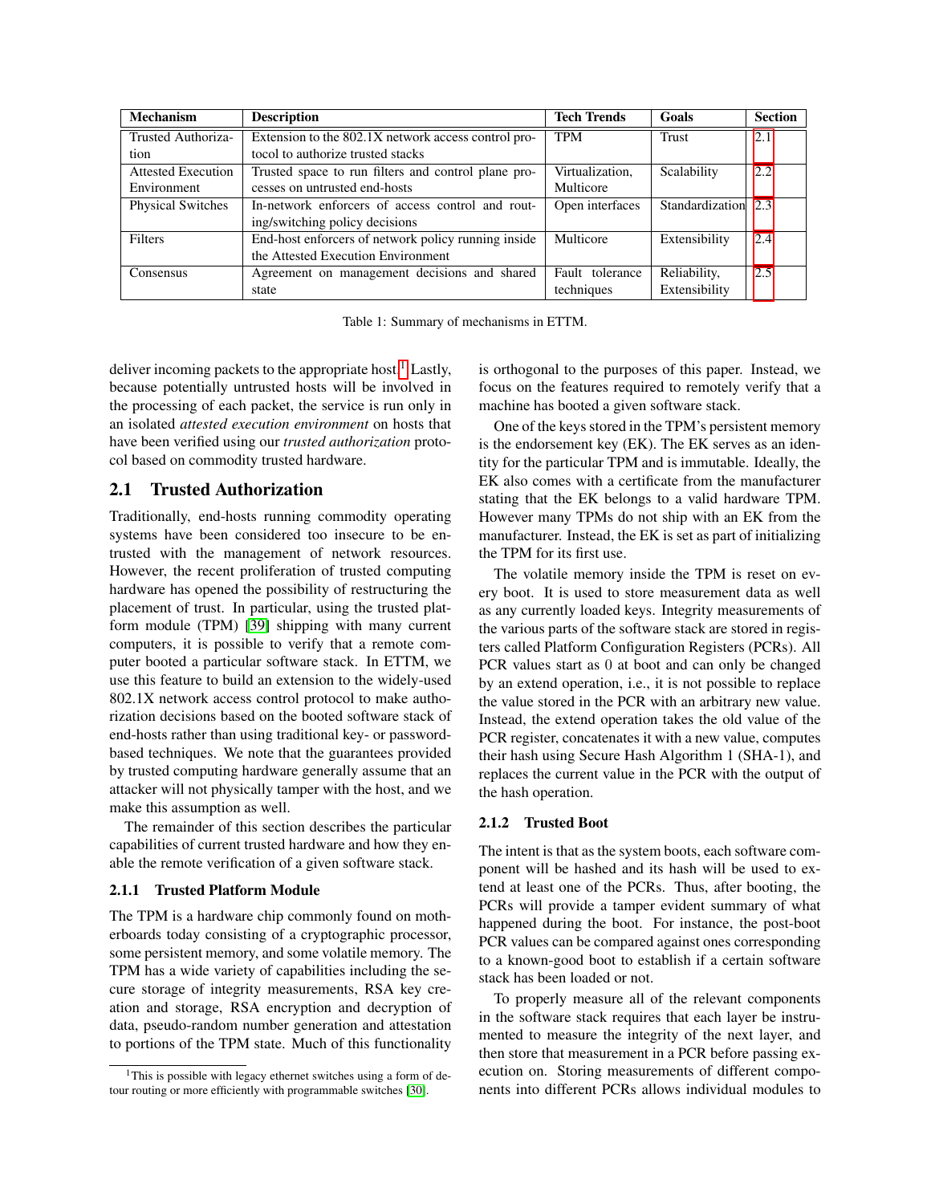| Mechanism | Description | Tech Trends | Goals | Section |
| --- | --- | --- | --- | --- |
| Trusted Authorization | Extension to the 802.1X network access control protocol to authorize trusted stacks | TPM | Trust | 2.1 |
| Attested Execution Environment | Trusted space to run filters and control plane processes on untrusted end-hosts | Virtualization, Multicore | Scalability | 2.2 |
| Physical Switches | In-network enforcers of access control and routing/switching policy decisions | Open interfaces | Standardization | 2.3 |
| Filters | End-host enforcers of network policy running inside the Attested Execution Environment | Multicore | Extensibility | 2.4 |
| Consensus | Agreement on management decisions and shared state | Fault tolerance techniques | Reliability, Extensibility | 2.5 |

Table 1: Summary of mechanisms in ETTM.

deliver incoming packets to the appropriate host.[1] Lastly, because potentially untrusted hosts will be involved in the processing of each packet, the service is run only in an isolated *attested execution environment* on hosts that have been verified using our *trusted authorization* protocol based on commodity trusted hardware.

## 2.1 Trusted Authorization

Traditionally, end-hosts running commodity operating systems have been considered too insecure to be entrusted with the management of network resources. However, the recent proliferation of trusted computing hardware has opened the possibility of restructuring the placement of trust. In particular, using the trusted platform module (TPM) [39] shipping with many current computers, it is possible to verify that a remote computer booted a particular software stack. In ETTM, we use this feature to build an extension to the widely-used 802.1X network access control protocol to make authorization decisions based on the booted software stack of end-hosts rather than using traditional key- or password-based techniques. We note that the guarantees provided by trusted computing hardware generally assume that an attacker will not physically tamper with the host, and we make this assumption as well.

The remainder of this section describes the particular capabilities of current trusted hardware and how they enable the remote verification of a given software stack.

### 2.1.1 Trusted Platform Module

The TPM is a hardware chip commonly found on motherboards today consisting of a cryptographic processor, some persistent memory, and some volatile memory. The TPM has a wide variety of capabilities including the secure storage of integrity measurements, RSA key creation and storage, RSA encryption and decryption of data, pseudo-random number generation and attestation to portions of the TPM state. Much of this functionality is orthogonal to the purposes of this paper. Instead, we focus on the features required to remotely verify that a machine has booted a given software stack.

One of the keys stored in the TPM's persistent memory is the endorsement key (EK). The EK serves as an identity for the particular TPM and is immutable. Ideally, the EK also comes with a certificate from the manufacturer stating that the EK belongs to a valid hardware TPM. However many TPMs do not ship with an EK from the manufacturer. Instead, the EK is set as part of initializing the TPM for its first use.

The volatile memory inside the TPM is reset on every boot. It is used to store measurement data as well as any currently loaded keys. Integrity measurements of the various parts of the software stack are stored in registers called Platform Configuration Registers (PCRs). All PCR values start as 0 at boot and can only be changed by an extend operation, i.e., it is not possible to replace the value stored in the PCR with an arbitrary new value. Instead, the extend operation takes the old value of the PCR register, concatenates it with a new value, computes their hash using Secure Hash Algorithm 1 (SHA-1), and replaces the current value in the PCR with the output of the hash operation.

### 2.1.2 Trusted Boot

The intent is that as the system boots, each software component will be hashed and its hash will be used to extend at least one of the PCRs. Thus, after booting, the PCRs will provide a tamper evident summary of what happened during the boot. For instance, the post-boot PCR values can be compared against ones corresponding to a known-good boot to establish if a certain software stack has been loaded or not.

To properly measure all of the relevant components in the software stack requires that each layer be instrumented to measure the integrity of the next layer, and then store that measurement in a PCR before passing execution on. Storing measurements of different components into different PCRs allows individual modules to

[1] This is possible with legacy ethernet switches using a form of detour routing or more efficiently with programmable switches [30].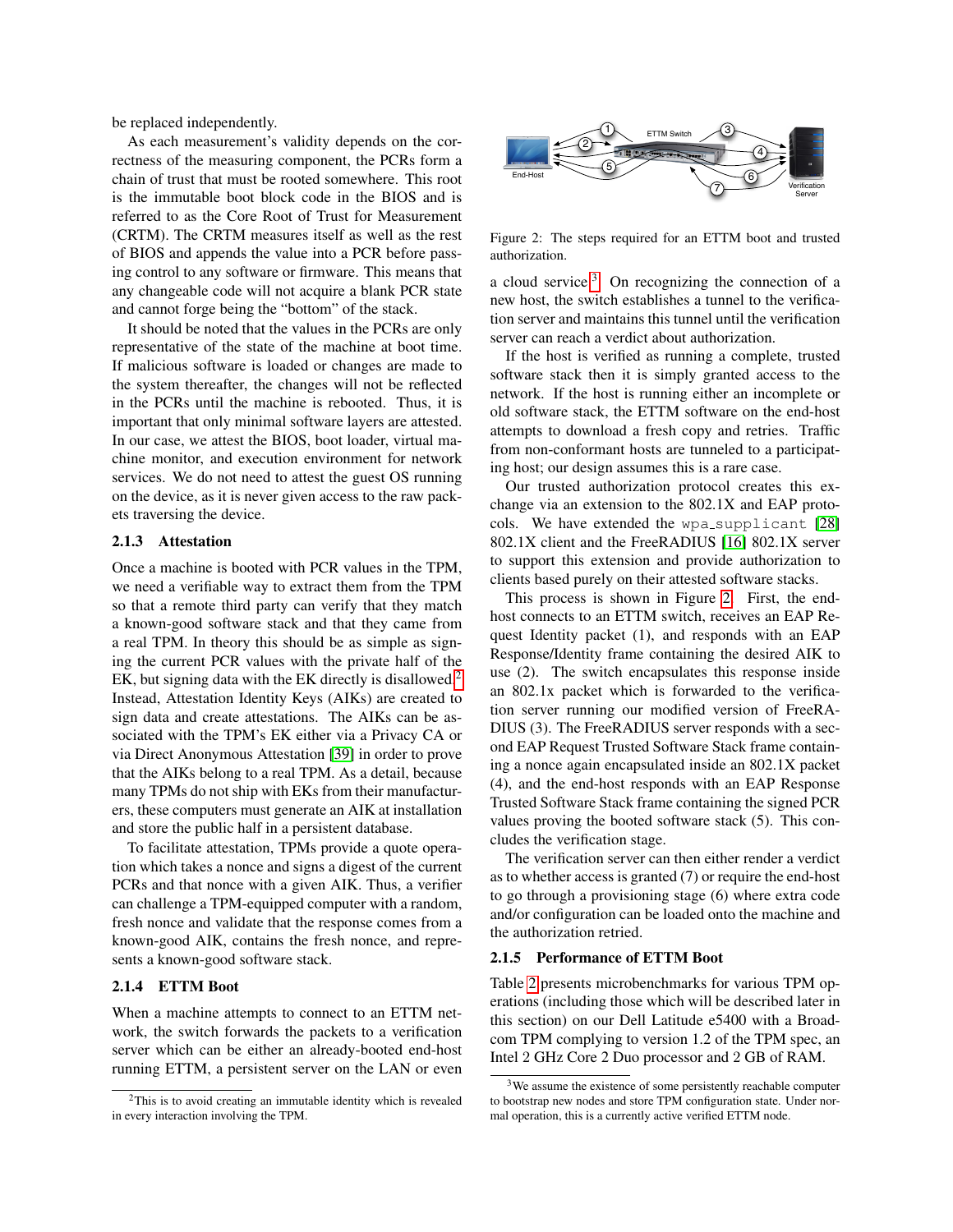be replaced independently.

As each measurement's validity depends on the correctness of the measuring component, the PCRs form a chain of trust that must be rooted somewhere. This root is the immutable boot block code in the BIOS and is referred to as the Core Root of Trust for Measurement (CRTM). The CRTM measures itself as well as the rest of BIOS and appends the value into a PCR before passing control to any software or firmware. This means that any changeable code will not acquire a blank PCR state and cannot forge being the "bottom" of the stack.

It should be noted that the values in the PCRs are only representative of the state of the machine at boot time. If malicious software is loaded or changes are made to the system thereafter, the changes will not be reflected in the PCRs until the machine is rebooted. Thus, it is important that only minimal software layers are attested. In our case, we attest the BIOS, boot loader, virtual machine monitor, and execution environment for network services. We do not need to attest the guest OS running on the device, as it is never given access to the raw packets traversing the device.

### 2.1.3 Attestation

Once a machine is booted with PCR values in the TPM, we need a verifiable way to extract them from the TPM so that a remote third party can verify that they match a known-good software stack and that they came from a real TPM. In theory this should be as simple as signing the current PCR values with the private half of the EK, but signing data with the EK directly is disallowed.[2] Instead, Attestation Identity Keys (AIKs) are created to sign data and create attestations. The AIKs can be associated with the TPM's EK either via a Privacy CA or via Direct Anonymous Attestation [39] in order to prove that the AIKs belong to a real TPM. As a detail, because many TPMs do not ship with EKs from their manufacturers, these computers must generate an AIK at installation and store the public half in a persistent database.

To facilitate attestation, TPMs provide a quote operation which takes a nonce and signs a digest of the current PCRs and that nonce with a given AIK. Thus, a verifier can challenge a TPM-equipped computer with a random, fresh nonce and validate that the response comes from a known-good AIK, contains the fresh nonce, and represents a known-good software stack.

### 2.1.4 ETTM Boot

When a machine attempts to connect to an ETTM network, the switch forwards the packets to a verification server which can be either an already-booted end-host running ETTM, a persistent server on the LAN or even a cloud service.[3] On recognizing the connection of a new host, the switch establishes a tunnel to the verification server and maintains this tunnel until the verification server can reach a verdict about authorization.

[2] This is to avoid creating an immutable identity which is revealed in every interaction involving the TPM.

End-Host

ETTM Switch

Verification Server

1 2 3 4 5 6 7

Figure 2: The steps required for an ETTM boot and trusted authorization.

If the host is verified as running a complete, trusted software stack then it is simply granted access to the network. If the host is running either an incomplete or old software stack, the ETTM software on the end-host attempts to download a fresh copy and retries. Traffic from non-conformant hosts are tunneled to a participating host; our design assumes this is a rare case.

Our trusted authorization protocol creates this exchange via an extension to the 802.1X and EAP protocols. We have extended the `wpa_supplicant` [28] 802.1X client and the FreeRADIUS [16] 802.1X server to support this extension and provide authorization to clients based purely on their attested software stacks.

This process is shown in Figure 2. First, the end-host connects to an ETTM switch, receives an EAP Request Identity packet (1), and responds with an EAP Response/Identity frame containing the desired AIK to use (2). The switch encapsulates this response inside an 802.1x packet which is forwarded to the verification server running our modified version of FreeRADIUS (3). The FreeRADIUS server responds with a second EAP Request Trusted Software Stack frame containing a nonce again encapsulated inside an 802.1X packet (4), and the end-host responds with an EAP Response Trusted Software Stack frame containing the signed PCR values proving the booted software stack (5). This concludes the verification stage.

The verification server can then either render a verdict as to whether access is granted (7) or require the end-host to go through a provisioning stage (6) where extra code and/or configuration can be loaded onto the machine and the authorization retried.

### 2.1.5 Performance of ETTM Boot

Table 2 presents microbenchmarks for various TPM operations (including those which will be described later in this section) on our Dell Latitude e5400 with a Broadcom TPM complying to version 1.2 of the TPM spec, an Intel 2 GHz Core 2 Duo processor and 2 GB of RAM.

[3] We assume the existence of some persistently reachable computer to bootstrap new nodes and store TPM configuration state. Under normal operation, this is a currently active verified ETTM node.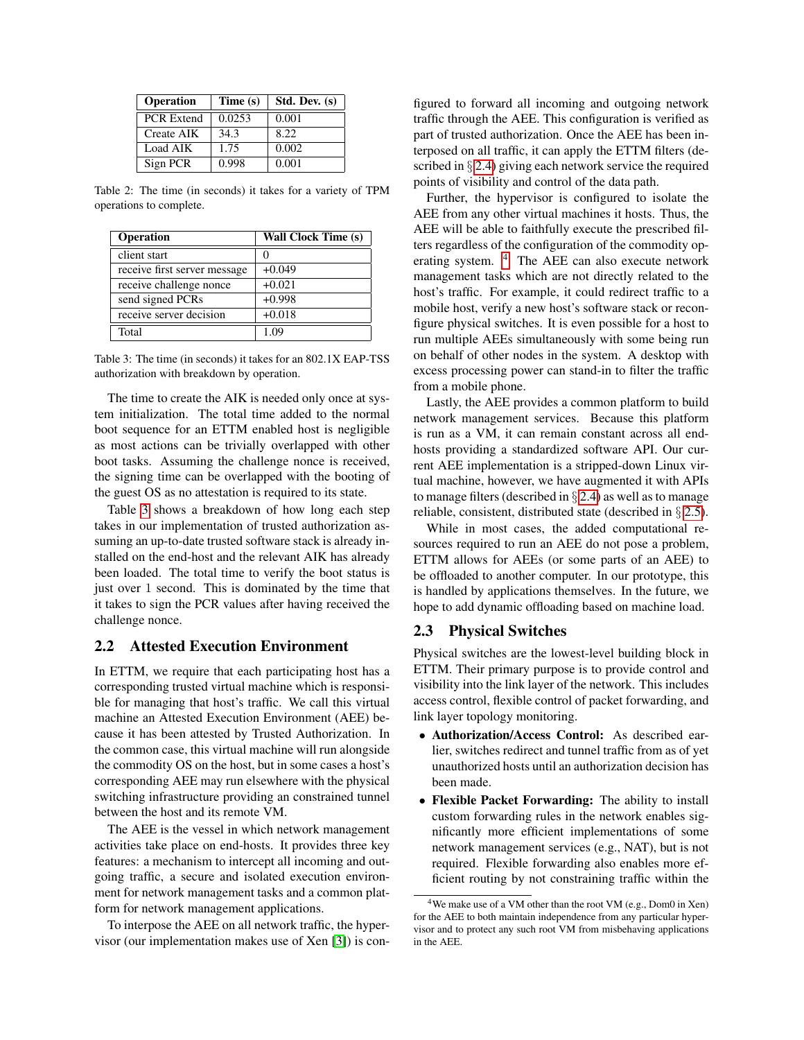| Operation | Time (s) | Std. Dev. (s) |
|---|---|---|
| PCR Extend | 0.0253 | 0.001 |
| Create AIK | 34.3 | 8.22 |
| Load AIK | 1.75 | 0.002 |
| Sign PCR | 0.998 | 0.001 |

Table 2: The time (in seconds) it takes for a variety of TPM operations to complete.

| Operation | Wall Clock Time (s) |
|---|---|
| client start | 0 |
| receive first server message | +0.049 |
| receive challenge nonce | +0.021 |
| send signed PCRs | +0.998 |
| receive server decision | +0.018 |
| Total | 1.09 |

Table 3: The time (in seconds) it takes for an 802.1X EAP-TSS authorization with breakdown by operation.

The time to create the AIK is needed only once at system initialization. The total time added to the normal boot sequence for an ETTM enabled host is negligible as most actions can be trivially overlapped with other boot tasks. Assuming the challenge nonce is received, the signing time can be overlapped with the booting of the guest OS as no attestation is required to its state.

Table 3 shows a breakdown of how long each step takes in our implementation of trusted authorization assuming an up-to-date trusted software stack is already installed on the end-host and the relevant AIK has already been loaded. The total time to verify the boot status is just over 1 second. This is dominated by the time that it takes to sign the PCR values after having received the challenge nonce.

## 2.2 Attested Execution Environment

In ETTM, we require that each participating host has a corresponding trusted virtual machine which is responsible for managing that host's traffic. We call this virtual machine an Attested Execution Environment (AEE) because it has been attested by Trusted Authorization. In the common case, this virtual machine will run alongside the commodity OS on the host, but in some cases a host's corresponding AEE may run elsewhere with the physical switching infrastructure providing an constrained tunnel between the host and its remote VM.

The AEE is the vessel in which network management activities take place on end-hosts. It provides three key features: a mechanism to intercept all incoming and outgoing traffic, a secure and isolated execution environment for network management tasks and a common platform for network management applications.

To interpose the AEE on all network traffic, the hypervisor (our implementation makes use of Xen [3]) is configured to forward all incoming and outgoing network traffic through the AEE. This configuration is verified as part of trusted authorization. Once the AEE has been interposed on all traffic, it can apply the ETTM filters (described in § 2.4) giving each network service the required points of visibility and control of the data path.

Further, the hypervisor is configured to isolate the AEE from any other virtual machines it hosts. Thus, the AEE will be able to faithfully execute the prescribed filters regardless of the configuration of the commodity operating system. [4] The AEE can also execute network management tasks which are not directly related to the host's traffic. For example, it could redirect traffic to a mobile host, verify a new host's software stack or reconfigure physical switches. It is even possible for a host to run multiple AEEs simultaneously with some being run on behalf of other nodes in the system. A desktop with excess processing power can stand-in to filter the traffic from a mobile phone.

Lastly, the AEE provides a common platform to build network management services. Because this platform is run as a VM, it can remain constant across all end-hosts providing a standardized software API. Our current AEE implementation is a stripped-down Linux virtual machine, however, we have augmented it with APIs to manage filters (described in § 2.4) as well as to manage reliable, consistent, distributed state (described in § 2.5).

While in most cases, the added computational resources required to run an AEE do not pose a problem, ETTM allows for AEEs (or some parts of an AEE) to be offloaded to another computer. In our prototype, this is handled by applications themselves. In the future, we hope to add dynamic offloading based on machine load.

## 2.3 Physical Switches

Physical switches are the lowest-level building block in ETTM. Their primary purpose is to provide control and visibility into the link layer of the network. This includes access control, flexible control of packet forwarding, and link layer topology monitoring.

- **Authorization/Access Control:** As described earlier, switches redirect and tunnel traffic from as of yet unauthorized hosts until an authorization decision has been made.
- **Flexible Packet Forwarding:** The ability to install custom forwarding rules in the network enables significantly more efficient implementations of some network management services (e.g., NAT), but is not required. Flexible forwarding also enables more efficient routing by not constraining traffic within the

[4] We make use of a VM other than the root VM (e.g., Dom0 in Xen) for the AEE to both maintain independence from any particular hypervisor and to protect any such root VM from misbehaving applications in the AEE.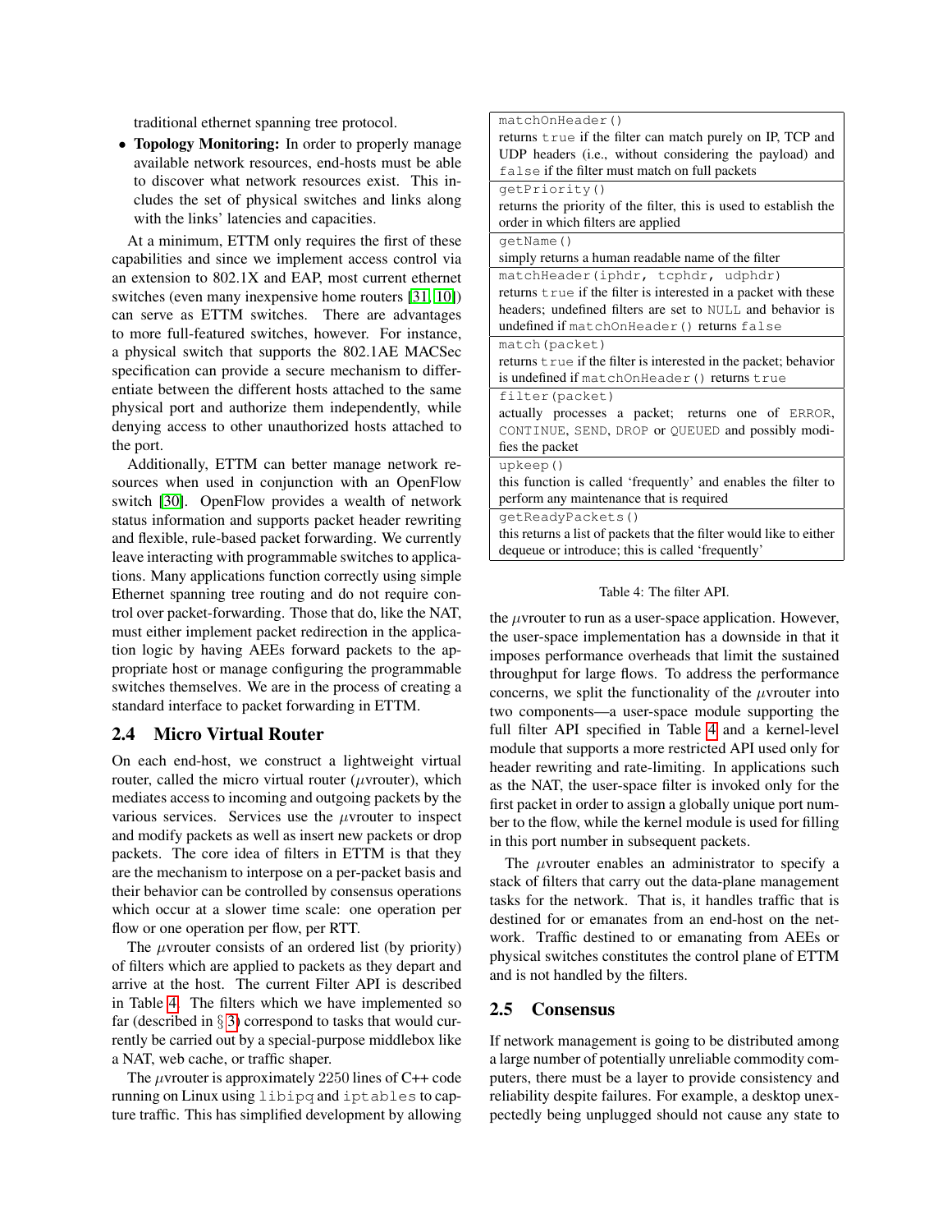traditional ethernet spanning tree protocol.

- **Topology Monitoring:** In order to properly manage available network resources, end-hosts must be able to discover what network resources exist. This includes the set of physical switches and links along with the links' latencies and capacities.

At a minimum, ETTM only requires the first of these capabilities and since we implement access control via an extension to 802.1X and EAP, most current ethernet switches (even many inexpensive home routers [31, 10]) can serve as ETTM switches. There are advantages to more full-featured switches, however. For instance, a physical switch that supports the 802.1AE MACSec specification can provide a secure mechanism to differentiate between the different hosts attached to the same physical port and authorize them independently, while denying access to other unauthorized hosts attached to the port.

Additionally, ETTM can better manage network resources when used in conjunction with an OpenFlow switch [30]. OpenFlow provides a wealth of network status information and supports packet header rewriting and flexible, rule-based packet forwarding. We currently leave interacting with programmable switches to applications. Many applications function correctly using simple Ethernet spanning tree routing and do not require control over packet-forwarding. Those that do, like the NAT, must either implement packet redirection in the application logic by having AEEs forward packets to the appropriate host or manage configuring the programmable switches themselves. We are in the process of creating a standard interface to packet forwarding in ETTM.

## 2.4 Micro Virtual Router

On each end-host, we construct a lightweight virtual router, called the micro virtual router ($\mu$vrouter), which mediates access to incoming and outgoing packets by the various services. Services use the $\mu$vrouter to inspect and modify packets as well as insert new packets or drop packets. The core idea of filters in ETTM is that they are the mechanism to interpose on a per-packet basis and their behavior can be controlled by consensus operations which occur at a slower time scale: one operation per flow or one operation per flow, per RTT.

The $\mu$vrouter consists of an ordered list (by priority) of filters which are applied to packets as they depart and arrive at the host. The current Filter API is described in Table 4. The filters which we have implemented so far (described in § 3) correspond to tasks that would currently be carried out by a special-purpose middlebox like a NAT, web cache, or traffic shaper.

The $\mu$vrouter is approximately 2250 lines of C++ code running on Linux using `libipq` and `iptables` to capture traffic. This has simplified development by allowing the $\mu$vrouter to run as a user-space application. However, the user-space implementation has a downside in that it imposes performance overheads that limit the sustained throughput for large flows. To address the performance concerns, we split the functionality of the $\mu$vrouter into two components—a user-space module supporting the full filter API specified in Table 4 and a kernel-level module that supports a more restricted API used only for header rewriting and rate-limiting. In applications such as the NAT, the user-space filter is invoked only for the first packet in order to assign a globally unique port number to the flow, while the kernel module is used for filling in this port number in subsequent packets.

| |
|---|
| `matchOnHeader()`<br>returns `true` if the filter can match purely on IP, TCP and UDP headers (i.e., without considering the payload) and `false` if the filter must match on full packets |
| `getPriority()`<br>returns the priority of the filter, this is used to establish the order in which filters are applied |
| `getName()`<br>simply returns a human readable name of the filter |
| `matchHeader(iphdr, tcphdr, udphdr)`<br>returns `true` if the filter is interested in a packet with these headers; undefined filters are set to `NULL` and behavior is undefined if `matchOnHeader()` returns `false` |
| `match(packet)`<br>returns `true` if the filter is interested in the packet; behavior is undefined if `matchOnHeader()` returns `true` |
| `filter(packet)`<br>actually processes a packet; returns one of `ERROR`, `CONTINUE`, `SEND`, `DROP` or `QUEUED` and possibly modifies the packet |
| `upkeep()`<br>this function is called 'frequently' and enables the filter to perform any maintenance that is required |
| `getReadyPackets()`<br>this returns a list of packets that the filter would like to either dequeue or introduce; this is called 'frequently' |

Table 4: The filter API.

The $\mu$vrouter enables an administrator to specify a stack of filters that carry out the data-plane management tasks for the network. That is, it handles traffic that is destined for or emanates from an end-host on the network. Traffic destined to or emanating from AEEs or physical switches constitutes the control plane of ETTM and is not handled by the filters.

## 2.5 Consensus

If network management is going to be distributed among a large number of potentially unreliable commodity computers, there must be a layer to provide consistency and reliability despite failures. For example, a desktop unexpectedly being unplugged should not cause any state to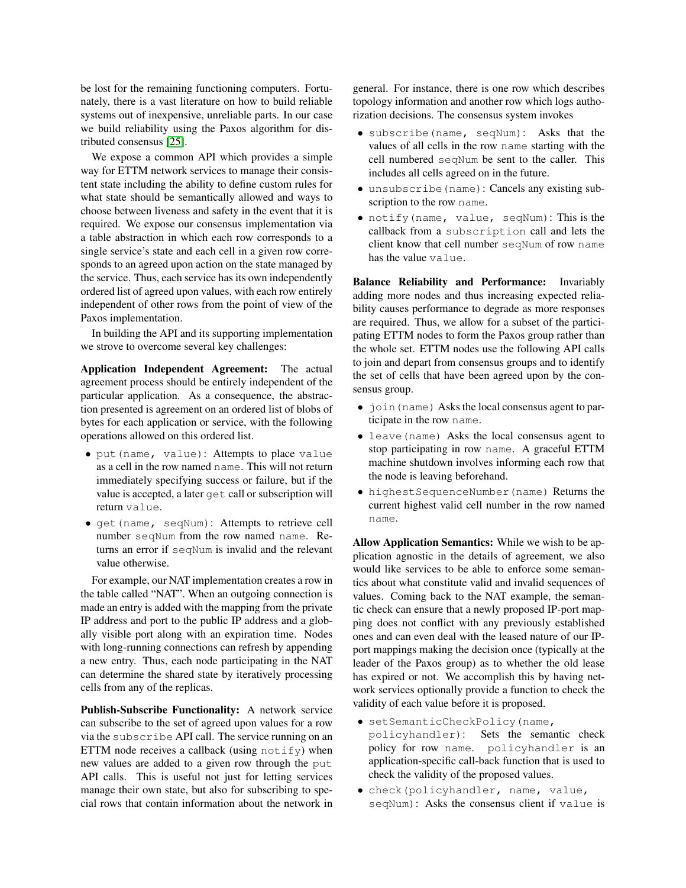be lost for the remaining functioning computers. Fortunately, there is a vast literature on how to build reliable systems out of inexpensive, unreliable parts. In our case we build reliability using the Paxos algorithm for distributed consensus [25].

We expose a common API which provides a simple way for ETTM network services to manage their consistent state including the ability to define custom rules for what state should be semantically allowed and ways to choose between liveness and safety in the event that it is required. We expose our consensus implementation via a table abstraction in which each row corresponds to a single service's state and each cell in a given row corresponds to an agreed upon action on the state managed by the service. Thus, each service has its own independently ordered list of agreed upon values, with each row entirely independent of other rows from the point of view of the Paxos implementation.

In building the API and its supporting implementation we strove to overcome several key challenges:

**Application Independent Agreement:** The actual agreement process should be entirely independent of the particular application. As a consequence, the abstraction presented is agreement on an ordered list of blobs of bytes for each application or service, with the following operations allowed on this ordered list.

- `put(name, value)`: Attempts to place `value` as a cell in the row named `name`. This will not return immediately specifying success or failure, but if the value is accepted, a later `get` call or subscription will return `value`.
- `get(name, seqNum)`: Attempts to retrieve cell number `seqNum` from the row named `name`. Returns an error if `seqNum` is invalid and the relevant value otherwise.

For example, our NAT implementation creates a row in the table called "NAT". When an outgoing connection is made an entry is added with the mapping from the private IP address and port to the public IP address and a globally visible port along with an expiration time. Nodes with long-running connections can refresh by appending a new entry. Thus, each node participating in the NAT can determine the shared state by iteratively processing cells from any of the replicas.

**Publish-Subscribe Functionality:** A network service can subscribe to the set of agreed upon values for a row via the `subscribe` API call. The service running on an ETTM node receives a callback (using `notify`) when new values are added to a given row through the `put` API calls. This is useful not just for letting services manage their own state, but also for subscribing to special rows that contain information about the network in general. For instance, there is one row which describes topology information and another row which logs authorization decisions. The consensus system invokes

- `subscribe(name, seqNum)`: Asks that the values of all cells in the row `name` starting with the cell numbered `seqNum` be sent to the caller. This includes all cells agreed on in the future.
- `unsubscribe(name)`: Cancels any existing subscription to the row `name`.
- `notify(name, value, seqNum)`: This is the callback from a `subscription` call and lets the client know that cell number `seqNum` of row `name` has the value `value`.

**Balance Reliability and Performance:** Invariably adding more nodes and thus increasing expected reliability causes performance to degrade as more responses are required. Thus, we allow for a subset of the participating ETTM nodes to form the Paxos group rather than the whole set. ETTM nodes use the following API calls to join and depart from consensus groups and to identify the set of cells that have been agreed upon by the consensus group.

- `join(name)` Asks the local consensus agent to participate in the row `name`.
- `leave(name)` Asks the local consensus agent to stop participating in row `name`. A graceful ETTM machine shutdown involves informing each row that the node is leaving beforehand.
- `highestSequenceNumber(name)` Returns the current highest valid cell number in the row named `name`.

**Allow Application Semantics:** While we wish to be application agnostic in the details of agreement, we also would like services to be able to enforce some semantics about what constitute valid and invalid sequences of values. Coming back to the NAT example, the semantic check can ensure that a newly proposed IP-port mapping does not conflict with any previously established ones and can even deal with the leased nature of our IP-port mappings making the decision once (typically at the leader of the Paxos group) as to whether the old lease has expired or not. We accomplish this by having network services optionally provide a function to check the validity of each value before it is proposed.

- `setSemanticCheckPolicy(name, policyhandler)`: Sets the semantic check policy for row `name`. `policyhandler` is an application-specific call-back function that is used to check the validity of the proposed values.
- `check(policyhandler, name, value, seqNum)`: Asks the consensus client if `value` is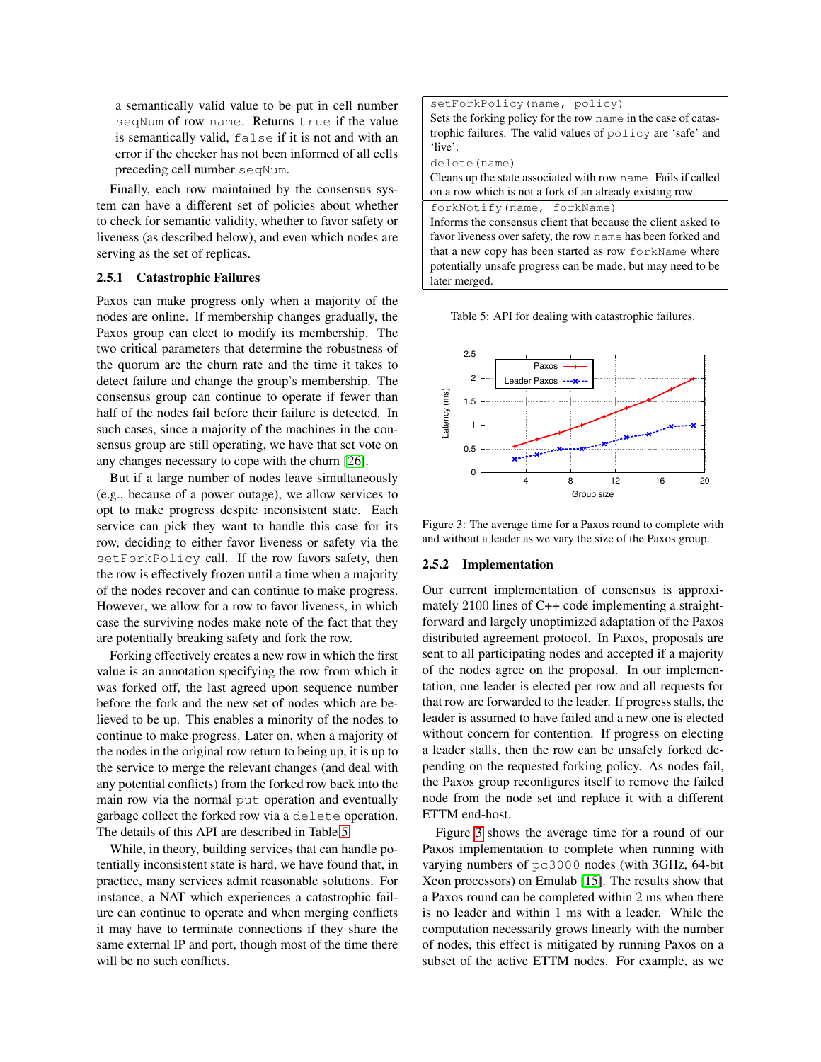a semantically valid value to be put in cell number `seqNum` of row `name`. Returns `true` if the value is semantically valid, `false` if it is not and with an error if the checker has not been informed of all cells preceding cell number `seqNum`.

Finally, each row maintained by the consensus system can have a different set of policies about whether to check for semantic validity, whether to favor safety or liveness (as described below), and even which nodes are serving as the set of replicas.

#### 2.5.1 Catastrophic Failures

Paxos can make progress only when a majority of the nodes are online. If membership changes gradually, the Paxos group can elect to modify its membership. The two critical parameters that determine the robustness of the quorum are the churn rate and the time it takes to detect failure and change the group's membership. The consensus group can continue to operate if fewer than half of the nodes fail before their failure is detected. In such cases, since a majority of the machines in the consensus group are still operating, we have that set vote on any changes necessary to cope with the churn [26].

But if a large number of nodes leave simultaneously (e.g., because of a power outage), we allow services to opt to make progress despite inconsistent state. Each service can pick they want to handle this case for its row, deciding to either favor liveness or safety via the `setForkPolicy` call. If the row favors safety, then the row is effectively frozen until a time when a majority of the nodes recover and can continue to make progress. However, we allow for a row to favor liveness, in which case the surviving nodes make note of the fact that they are potentially breaking safety and fork the row.

Forking effectively creates a new row in which the first value is an annotation specifying the row from which it was forked off, the last agreed upon sequence number before the fork and the new set of nodes which are believed to be up. This enables a minority of the nodes to continue to make progress. Later on, when a majority of the nodes in the original row return to being up, it is up to the service to merge the relevant changes (and deal with any potential conflicts) from the forked row back into the main row via the normal `put` operation and eventually garbage collect the forked row via a `delete` operation. The details of this API are described in Table 5.

While, in theory, building services that can handle potentially inconsistent state is hard, we have found that, in practice, many services admit reasonable solutions. For instance, a NAT which experiences a catastrophic failure can continue to operate and when merging conflicts it may have to terminate connections if they share the same external IP and port, though most of the time there will be no such conflicts.

| |
|---|
| `setForkPolicy(name, policy)`<br>Sets the forking policy for the row `name` in the case of catastrophic failures. The valid values of `policy` are 'safe' and 'live'. |
| `delete(name)`<br>Cleans up the state associated with row `name`. Fails if called on a row which is not a fork of an already existing row. |
| `forkNotify(name, forkName)`<br>Informs the consensus client that because the client asked to favor liveness over safety, the row `name` has been forked and that a new copy has been started as row `forkName` where potentially unsafe progress can be made, but may need to be later merged. |

Table 5: API for dealing with catastrophic failures.

Latency (ms)
Group size
Paxos
Leader Paxos
0
0.5
1
1.5
2
2.5
4
8
12
16
20

Figure 3: The average time for a Paxos round to complete with and without a leader as we vary the size of the Paxos group.

#### 2.5.2 Implementation

Our current implementation of consensus is approximately 2100 lines of C++ code implementing a straightforward and largely unoptimized adaptation of the Paxos distributed agreement protocol. In Paxos, proposals are sent to all participating nodes and accepted if a majority of the nodes agree on the proposal. In our implementation, one leader is elected per row and all requests for that row are forwarded to the leader. If progress stalls, the leader is assumed to have failed and a new one is elected without concern for contention. If progress on electing a leader stalls, then the row can be unsafely forked depending on the requested forking policy. As nodes fail, the Paxos group reconfigures itself to remove the failed node from the node set and replace it with a different ETTM end-host.

Figure 3 shows the average time for a round of our Paxos implementation to complete when running with varying numbers of `pc3000` nodes (with 3GHz, 64-bit Xeon processors) on Emulab [15]. The results show that a Paxos round can be completed within 2 ms when there is no leader and within 1 ms with a leader. While the computation necessarily grows linearly with the number of nodes, this effect is mitigated by running Paxos on a subset of the active ETTM nodes. For example, as we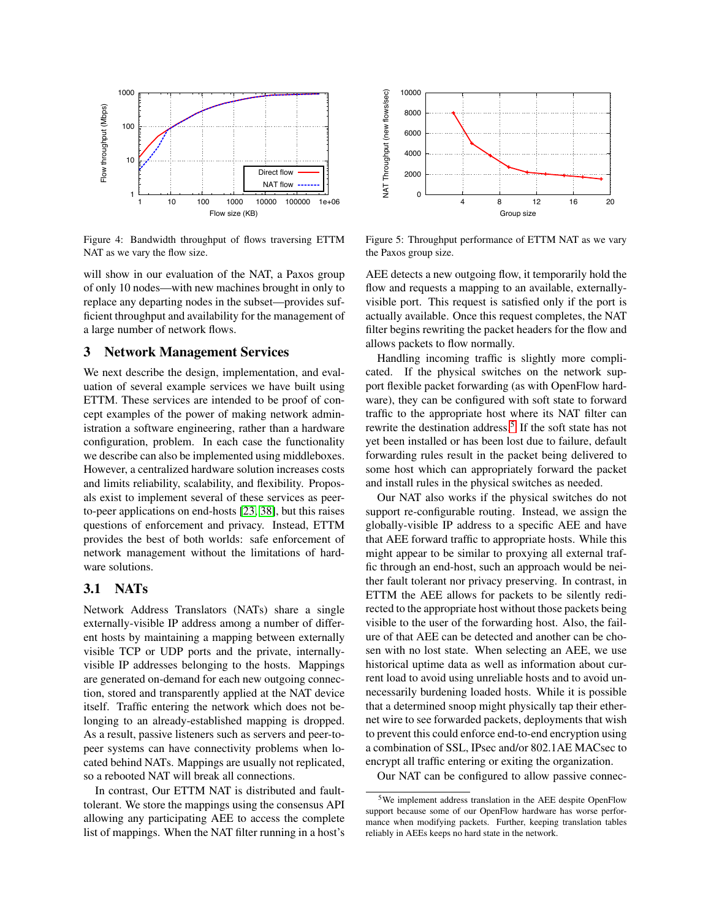1000

100

10

1

Flow throughput (Mbps)

1 10 100 1000 10000 100000 1e+06

Flow size (KB)

Direct flow

NAT flow

Figure 4: Bandwidth throughput of flows traversing ETTM NAT as we vary the flow size.

10000

8000

6000

4000

2000

0

NAT Throughput (new flows/sec)

4 8 12 16 20

Group size

Figure 5: Throughput performance of ETTM NAT as we vary the Paxos group size.

will show in our evaluation of the NAT, a Paxos group of only 10 nodes—with new machines brought in only to replace any departing nodes in the subset—provides sufficient throughput and availability for the management of a large number of network flows.

## 3 Network Management Services

We next describe the design, implementation, and evaluation of several example services we have built using ETTM. These services are intended to be proof of concept examples of the power of making network administration a software engineering, rather than a hardware configuration, problem. In each case the functionality we describe can also be implemented using middleboxes. However, a centralized hardware solution increases costs and limits reliability, scalability, and flexibility. Proposals exist to implement several of these services as peer-to-peer applications on end-hosts [23, 38], but this raises questions of enforcement and privacy. Instead, ETTM provides the best of both worlds: safe enforcement of network management without the limitations of hardware solutions.

### 3.1 NATs

Network Address Translators (NATs) share a single externally-visible IP address among a number of different hosts by maintaining a mapping between externally visible TCP or UDP ports and the private, internally-visible IP addresses belonging to the hosts. Mappings are generated on-demand for each new outgoing connection, stored and transparently applied at the NAT device itself. Traffic entering the network which does not belonging to an already-established mapping is dropped. As a result, passive listeners such as servers and peer-to-peer systems can have connectivity problems when located behind NATs. Mappings are usually not replicated, so a rebooted NAT will break all connections.

In contrast, Our ETTM NAT is distributed and fault-tolerant. We store the mappings using the consensus API allowing any participating AEE to access the complete list of mappings. When the NAT filter running in a host's AEE detects a new outgoing flow, it temporarily hold the flow and requests a mapping to an available, externally-visible port. This request is satisfied only if the port is actually available. Once this request completes, the NAT filter begins rewriting the packet headers for the flow and allows packets to flow normally.

Handling incoming traffic is slightly more complicated. If the physical switches on the network support flexible packet forwarding (as with OpenFlow hardware), they can be configured with soft state to forward traffic to the appropriate host where its NAT filter can rewrite the destination address.[5] If the soft state has not yet been installed or has been lost due to failure, default forwarding rules result in the packet being delivered to some host which can appropriately forward the packet and install rules in the physical switches as needed.

Our NAT also works if the physical switches do not support re-configurable routing. Instead, we assign the globally-visible IP address to a specific AEE and have that AEE forward traffic to appropriate hosts. While this might appear to be similar to proxying all external traffic through an end-host, such an approach would be neither fault tolerant nor privacy preserving. In contrast, in ETTM the AEE allows for packets to be silently redirected to the appropriate host without those packets being visible to the user of the forwarding host. Also, the failure of that AEE can be detected and another can be chosen with no lost state. When selecting an AEE, we use historical uptime data as well as information about current load to avoid using unreliable hosts and to avoid unnecessarily burdening loaded hosts. While it is possible that a determined snoop might physically tap their ethernet wire to see forwarded packets, deployments that wish to prevent this could enforce end-to-end encryption using a combination of SSL, IPsec and/or 802.1AE MACsec to encrypt all traffic entering or exiting the organization.

Our NAT can be configured to allow passive connec-

[5] We implement address translation in the AEE despite OpenFlow support because some of our OpenFlow hardware has worse performance when modifying packets. Further, keeping translation tables reliably in AEEs keeps no hard state in the network.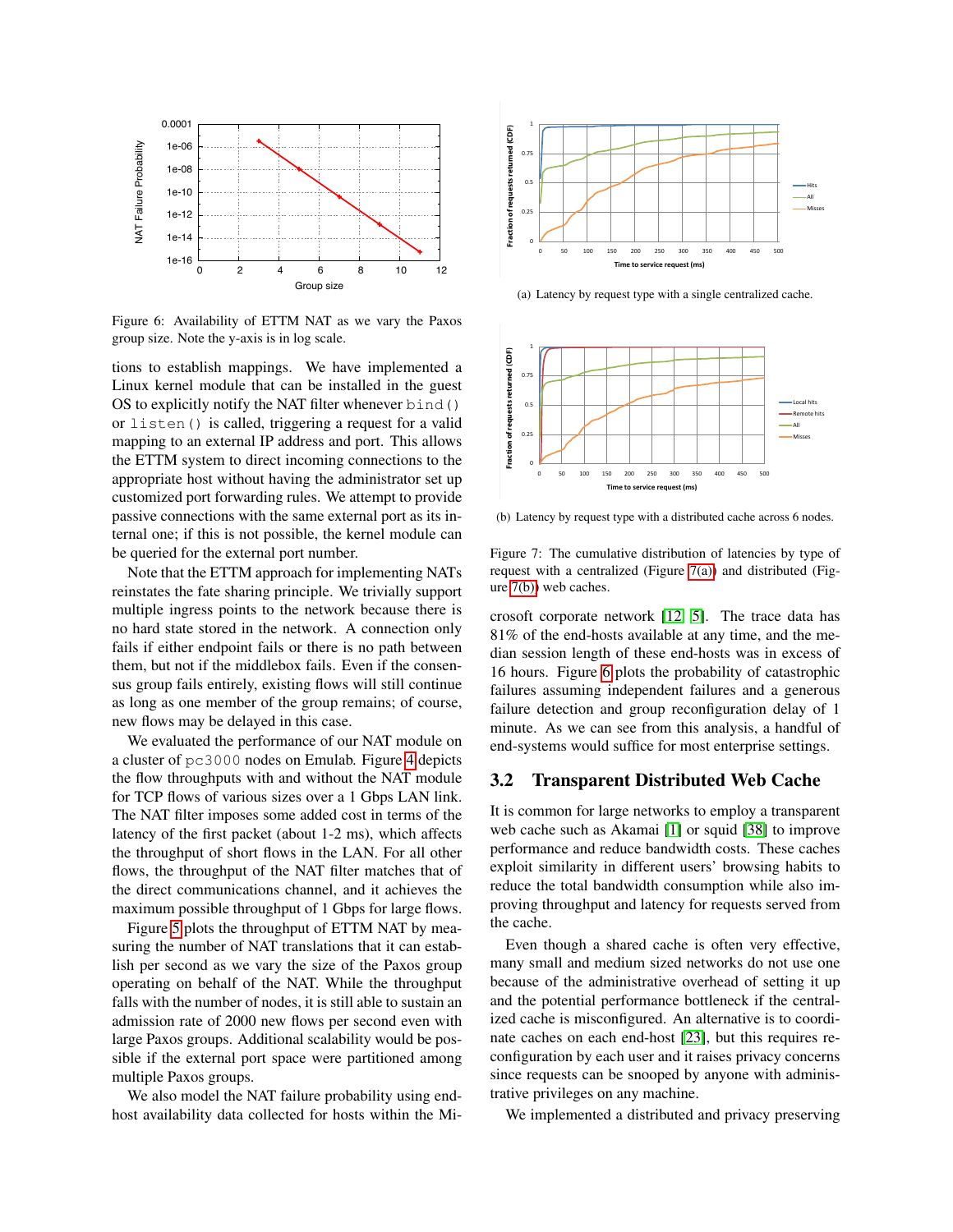NAT Failure Probability

0.0001
1e-06
1e-08
1e-10
1e-12
1e-14
1e-16

0 2 4 6 8 10 12

Group size

Figure 6: Availability of ETTM NAT as we vary the Paxos group size. Note the y-axis is in log scale.

tions to establish mappings. We have implemented a Linux kernel module that can be installed in the guest OS to explicitly notify the NAT filter whenever `bind()` or `listen()` is called, triggering a request for a valid mapping to an external IP address and port. This allows the ETTM system to direct incoming connections to the appropriate host without having the administrator set up customized port forwarding rules. We attempt to provide passive connections with the same external port as its internal one; if this is not possible, the kernel module can be queried for the external port number.

Note that the ETTM approach for implementing NATs reinstates the fate sharing principle. We trivially support multiple ingress points to the network because there is no hard state stored in the network. A connection only fails if either endpoint fails or there is no path between them, but not if the middlebox fails. Even if the consensus group fails entirely, existing flows will still continue as long as one member of the group remains; of course, new flows may be delayed in this case.

We evaluated the performance of our NAT module on a cluster of `pc3000` nodes on Emulab. Figure 4 depicts the flow throughputs with and without the NAT module for TCP flows of various sizes over a 1 Gbps LAN link. The NAT filter imposes some added cost in terms of the latency of the first packet (about 1-2 ms), which affects the throughput of short flows in the LAN. For all other flows, the throughput of the NAT filter matches that of the direct communications channel, and it achieves the maximum possible throughput of 1 Gbps for large flows.

Figure 5 plots the throughput of ETTM NAT by measuring the number of NAT translations that it can establish per second as we vary the size of the Paxos group operating on behalf of the NAT. While the throughput falls with the number of nodes, it is still able to sustain an admission rate of 2000 new flows per second even with large Paxos groups. Additional scalability would be possible if the external port space were partitioned among multiple Paxos groups.

We also model the NAT failure probability using end-host availability data collected for hosts within the Microsoft corporate network [12] [5]. The trace data has 81% of the end-hosts available at any time, and the median session length of these end-hosts was in excess of 16 hours. Figure 6 plots the probability of catastrophic failures assuming independent failures and a generous failure detection and group reconfiguration delay of 1 minute. As we can see from this analysis, a handful of end-systems would suffice for most enterprise settings.

Fraction of requests returned (CDF)

1
0.75
0.5
0.25
0

0 50 100 150 200 250 300 350 400 450 500

Time to service request (ms)

Hits
All
Misses

(a) Latency by request type with a single centralized cache.

Fraction of requests returned (CDF)

1
0.75
0.5
0.25
0

0 50 100 150 200 250 300 350 400 450 500

Time to service request (ms)

Local hits
Remote hits
All
Misses

(b) Latency by request type with a distributed cache across 6 nodes.

Figure 7: The cumulative distribution of latencies by type of request with a centralized (Figure 7(a)) and distributed (Figure 7(b)) web caches.

## 3.2 Transparent Distributed Web Cache

It is common for large networks to employ a transparent web cache such as Akamai [1] or squid [38] to improve performance and reduce bandwidth costs. These caches exploit similarity in different users' browsing habits to reduce the total bandwidth consumption while also improving throughput and latency for requests served from the cache.

Even though a shared cache is often very effective, many small and medium sized networks do not use one because of the administrative overhead of setting it up and the potential performance bottleneck if the centralized cache is misconfigured. An alternative is to coordinate caches on each end-host [23], but this requires reconfiguration by each user and it raises privacy concerns since requests can be snooped by anyone with administrative privileges on any machine.

We implemented a distributed and privacy preserving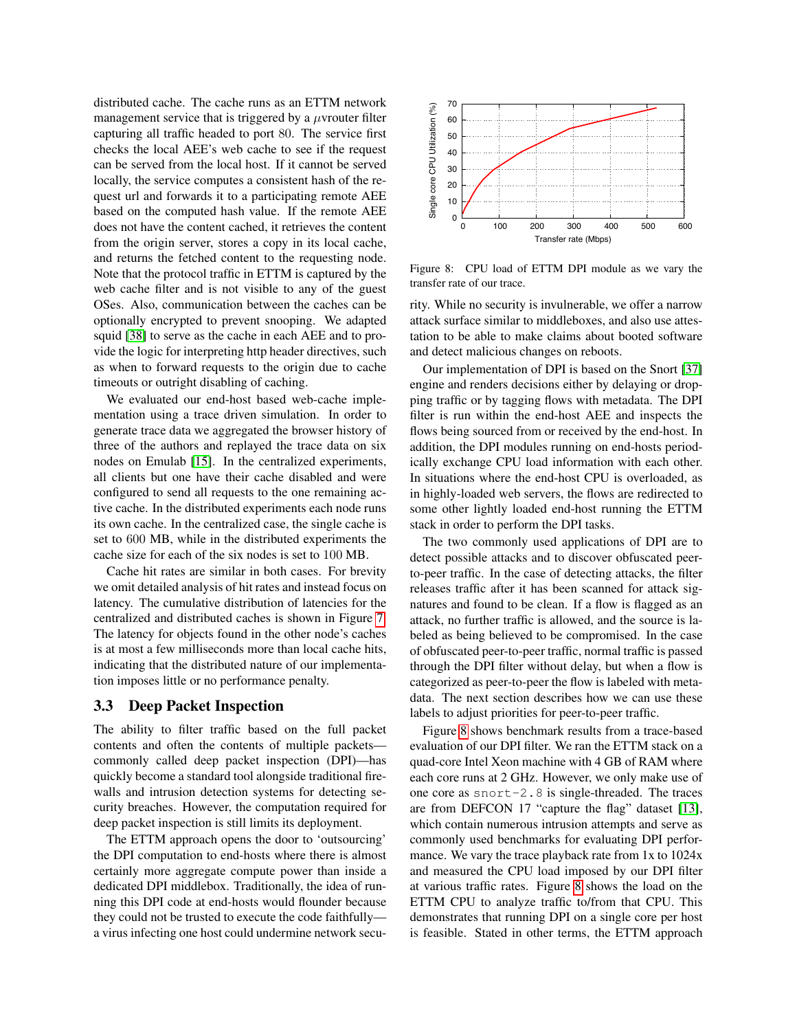distributed cache. The cache runs as an ETTM network management service that is triggered by a $\mu$vrouter filter capturing all traffic headed to port 80. The service first checks the local AEE's web cache to see if the request can be served from the local host. If it cannot be served locally, the service computes a consistent hash of the request url and forwards it to a participating remote AEE based on the computed hash value. If the remote AEE does not have the content cached, it retrieves the content from the origin server, stores a copy in its local cache, and returns the fetched content to the requesting node. Note that the protocol traffic in ETTM is captured by the web cache filter and is not visible to any of the guest OSes. Also, communication between the caches can be optionally encrypted to prevent snooping. We adapted squid [38] to serve as the cache in each AEE and to provide the logic for interpreting http header directives, such as when to forward requests to the origin due to cache timeouts or outright disabling of caching.

We evaluated our end-host based web-cache implementation using a trace driven simulation. In order to generate trace data we aggregated the browser history of three of the authors and replayed the trace data on six nodes on Emulab [15]. In the centralized experiments, all clients but one have their cache disabled and were configured to send all requests to the one remaining active cache. In the distributed experiments each node runs its own cache. In the centralized case, the single cache is set to 600 MB, while in the distributed experiments the cache size for each of the six nodes is set to 100 MB.

Cache hit rates are similar in both cases. For brevity we omit detailed analysis of hit rates and instead focus on latency. The cumulative distribution of latencies for the centralized and distributed caches is shown in Figure 7. The latency for objects found in the other node's caches is at most a few milliseconds more than local cache hits, indicating that the distributed nature of our implementation imposes little or no performance penalty.

### 3.3 Deep Packet Inspection

The ability to filter traffic based on the full packet contents and often the contents of multiple packets—commonly called deep packet inspection (DPI)—has quickly become a standard tool alongside traditional firewalls and intrusion detection systems for detecting security breaches. However, the computation required for deep packet inspection is still limits its deployment.

The ETTM approach opens the door to 'outsourcing' the DPI computation to end-hosts where there is almost certainly more aggregate compute power than inside a dedicated DPI middlebox. Traditionally, the idea of running this DPI code at end-hosts would flounder because they could not be trusted to execute the code faithfully—a virus infecting one host could undermine network security. While no security is invulnerable, we offer a narrow attack surface similar to middleboxes, and also use attestation to be able to make claims about booted software and detect malicious changes on reboots.

Single core CPU Utilization (%)
70
60
50
40
30
20
10
0
0 100 200 300 400 500 600
Transfer rate (Mbps)

Figure 8: CPU load of ETTM DPI module as we vary the transfer rate of our trace.

Our implementation of DPI is based on the Snort [37] engine and renders decisions either by delaying or dropping traffic or by tagging flows with metadata. The DPI filter is run within the end-host AEE and inspects the flows being sourced from or received by the end-host. In addition, the DPI modules running on end-hosts periodically exchange CPU load information with each other. In situations where the end-host CPU is overloaded, as in highly-loaded web servers, the flows are redirected to some other lightly loaded end-host running the ETTM stack in order to perform the DPI tasks.

The two commonly used applications of DPI are to detect possible attacks and to discover obfuscated peer-to-peer traffic. In the case of detecting attacks, the filter releases traffic after it has been scanned for attack signatures and found to be clean. If a flow is flagged as an attack, no further traffic is allowed, and the source is labeled as being believed to be compromised. In the case of obfuscated peer-to-peer traffic, normal traffic is passed through the DPI filter without delay, but when a flow is categorized as peer-to-peer the flow is labeled with metadata. The next section describes how we can use these labels to adjust priorities for peer-to-peer traffic.

Figure 8 shows benchmark results from a trace-based evaluation of our DPI filter. We ran the ETTM stack on a quad-core Intel Xeon machine with 4 GB of RAM where each core runs at 2 GHz. However, we only make use of one core as `snort-2.8` is single-threaded. The traces are from DEFCON 17 "capture the flag" dataset [13], which contain numerous intrusion attempts and serve as commonly used benchmarks for evaluating DPI performance. We vary the trace playback rate from 1x to 1024x and measured the CPU load imposed by our DPI filter at various traffic rates. Figure 8 shows the load on the ETTM CPU to analyze traffic to/from that CPU. This demonstrates that running DPI on a single core per host is feasible. Stated in other terms, the ETTM approach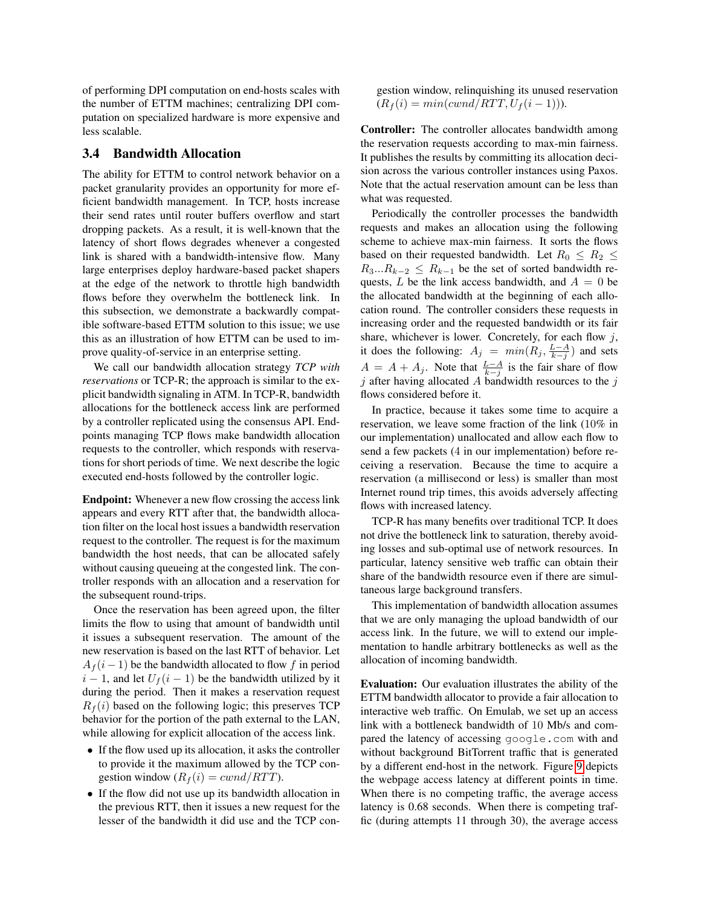of performing DPI computation on end-hosts scales with the number of ETTM machines; centralizing DPI computation on specialized hardware is more expensive and less scalable.

## 3.4 Bandwidth Allocation

The ability for ETTM to control network behavior on a packet granularity provides an opportunity for more efficient bandwidth management. In TCP, hosts increase their send rates until router buffers overflow and start dropping packets. As a result, it is well-known that the latency of short flows degrades whenever a congested link is shared with a bandwidth-intensive flow. Many large enterprises deploy hardware-based packet shapers at the edge of the network to throttle high bandwidth flows before they overwhelm the bottleneck link. In this subsection, we demonstrate a backwardly compatible software-based ETTM solution to this issue; we use this as an illustration of how ETTM can be used to improve quality-of-service in an enterprise setting.

We call our bandwidth allocation strategy *TCP with reservations* or TCP-R; the approach is similar to the explicit bandwidth signaling in ATM. In TCP-R, bandwidth allocations for the bottleneck access link are performed by a controller replicated using the consensus API. Endpoints managing TCP flows make bandwidth allocation requests to the controller, which responds with reservations for short periods of time. We next describe the logic executed end-hosts followed by the controller logic.

**Endpoint:** Whenever a new flow crossing the access link appears and every RTT after that, the bandwidth allocation filter on the local host issues a bandwidth reservation request to the controller. The request is for the maximum bandwidth the host needs, that can be allocated safely without causing queueing at the congested link. The controller responds with an allocation and a reservation for the subsequent round-trips.

Once the reservation has been agreed upon, the filter limits the flow to using that amount of bandwidth until it issues a subsequent reservation. The amount of the new reservation is based on the last RTT of behavior. Let $A_f(i-1)$ be the bandwidth allocated to flow $f$ in period $i-1$, and let $U_f(i-1)$ be the bandwidth utilized by it during the period. Then it makes a reservation request $R_f(i)$ based on the following logic; this preserves TCP behavior for the portion of the path external to the LAN, while allowing for explicit allocation of the access link.

- If the flow used up its allocation, it asks the controller to provide it the maximum allowed by the TCP congestion window ($R_f(i) = cwnd/RTT$).
- If the flow did not use up its bandwidth allocation in the previous RTT, then it issues a new request for the lesser of the bandwidth it did use and the TCP congestion window, relinquishing its unused reservation ($R_f(i) = min(cwnd/RTT, U_f(i-1))$).

**Controller:** The controller allocates bandwidth among the reservation requests according to max-min fairness. It publishes the results by committing its allocation decision across the various controller instances using Paxos. Note that the actual reservation amount can be less than what was requested.

Periodically the controller processes the bandwidth requests and makes an allocation using the following scheme to achieve max-min fairness. It sorts the flows based on their requested bandwidth. Let $R_0 \leq R_2 \leq R_3 ... R_{k-2} \leq R_{k-1}$ be the set of sorted bandwidth requests, $L$ be the link access bandwidth, and $A = 0$ be the allocated bandwidth at the beginning of each allocation round. The controller considers these requests in increasing order and the requested bandwidth or its fair share, whichever is lower. Concretely, for each flow $j$, it does the following: $A_j = min(R_j, \frac{L-A}{k-j})$ and sets $A = A + A_j$. Note that $\frac{L-A}{k-j}$ is the fair share of flow $j$ after having allocated $A$ bandwidth resources to the $j$ flows considered before it.

In practice, because it takes some time to acquire a reservation, we leave some fraction of the link (10% in our implementation) unallocated and allow each flow to send a few packets (4 in our implementation) before receiving a reservation. Because the time to acquire a reservation (a millisecond or less) is smaller than most Internet round trip times, this avoids adversely affecting flows with increased latency.

TCP-R has many benefits over traditional TCP. It does not drive the bottleneck link to saturation, thereby avoiding losses and sub-optimal use of network resources. In particular, latency sensitive web traffic can obtain their share of the bandwidth resource even if there are simultaneous large background transfers.

This implementation of bandwidth allocation assumes that we are only managing the upload bandwidth of our access link. In the future, we will to extend our implementation to handle arbitrary bottlenecks as well as the allocation of incoming bandwidth.

**Evaluation:** Our evaluation illustrates the ability of the ETTM bandwidth allocator to provide a fair allocation to interactive web traffic. On Emulab, we set up an access link with a bottleneck bandwidth of 10 Mb/s and compared the latency of accessing `google.com` with and without background BitTorrent traffic that is generated by a different end-host in the network. Figure 9 depicts the webpage access latency at different points in time. When there is no competing traffic, the average access latency is 0.68 seconds. When there is competing traffic (during attempts 11 through 30), the average access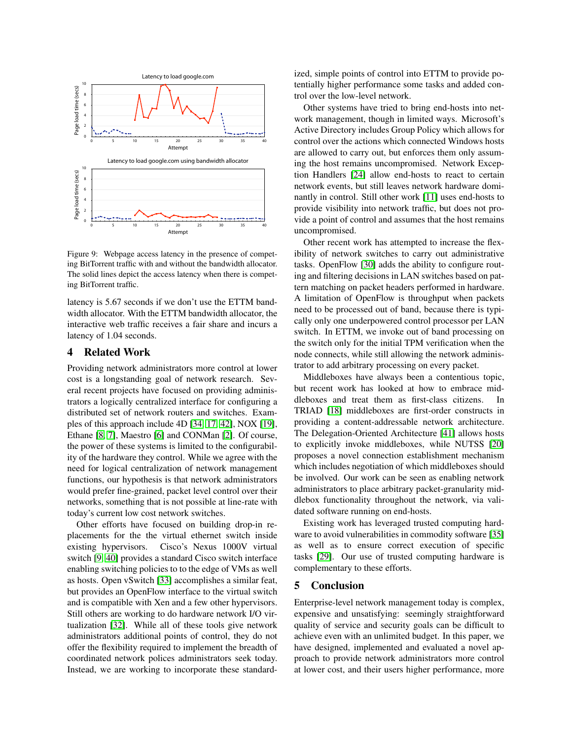Latency to load google.com

Page load time (secs)

10
8
6
4
2
0

0 5 10 15 20 25 30 35 40

Attempt

Latency to load google.com using bandwidth allocator

Page load time (secs)

10
8
6
4
2
0

0 5 10 15 20 25 30 35 40

Attempt

Figure 9: Webpage access latency in the presence of competing BitTorrent traffic with and without the bandwidth allocator. The solid lines depict the access latency when there is competing BitTorrent traffic.

latency is 5.67 seconds if we don't use the ETTM bandwidth allocator. With the ETTM bandwidth allocator, the interactive web traffic receives a fair share and incurs a latency of 1.04 seconds.

## 4 Related Work

Providing network administrators more control at lower cost is a longstanding goal of network research. Several recent projects have focused on providing administrators a logically centralized interface for configuring a distributed set of network routers and switches. Examples of this approach include 4D [34, 17, 42], NOX [19], Ethane [8, 7], Maestro [6] and CONMan [2]. Of course, the power of these systems is limited to the configurability of the hardware they control. While we agree with the need for logical centralization of network management functions, our hypothesis is that network administrators would prefer fine-grained, packet level control over their networks, something that is not possible at line-rate with today's current low cost network switches.

Other efforts have focused on building drop-in replacements for the the virtual ethernet switch inside existing hypervisors. Cisco's Nexus 1000V virtual switch [9, 40] provides a standard Cisco switch interface enabling switching policies to to the edge of VMs as well as hosts. Open vSwitch [33] accomplishes a similar feat, but provides an OpenFlow interface to the virtual switch and is compatible with Xen and a few other hypervisors. Still others are working to do hardware network I/O virtualization [32]. While all of these tools give network administrators additional points of control, they do not offer the flexibility required to implement the breadth of coordinated network polices administrators seek today. Instead, we are working to incorporate these standardized, simple points of control into ETTM to provide potentially higher performance some tasks and added control over the low-level network.

Other systems have tried to bring end-hosts into network management, though in limited ways. Microsoft's Active Directory includes Group Policy which allows for control over the actions which connected Windows hosts are allowed to carry out, but enforces them only assuming the host remains uncompromised. Network Exception Handlers [24] allow end-hosts to react to certain network events, but still leaves network hardware dominantly in control. Still other work [11] uses end-hosts to provide visibility into network traffic, but does not provide a point of control and assumes that the host remains uncompromised.

Other recent work has attempted to increase the flexibility of network switches to carry out administrative tasks. OpenFlow [30] adds the ability to configure routing and filtering decisions in LAN switches based on pattern matching on packet headers performed in hardware. A limitation of OpenFlow is throughput when packets need to be processed out of band, because there is typically only one underpowered control processor per LAN switch. In ETTM, we invoke out of band processing on the switch only for the initial TPM verification when the node connects, while still allowing the network administrator to add arbitrary processing on every packet.

Middleboxes have always been a contentious topic, but recent work has looked at how to embrace middleboxes and treat them as first-class citizens. In TRIAD [18] middleboxes are first-order constructs in providing a content-addressable network architecture. The Delegation-Oriented Architecture [41] allows hosts to explicitly invoke middleboxes, while NUTSS [20] proposes a novel connection establishment mechanism which includes negotiation of which middleboxes should be involved. Our work can be seen as enabling network administrators to place arbitrary packet-granularity middlebox functionality throughout the network, via validated software running on end-hosts.

Existing work has leveraged trusted computing hardware to avoid vulnerabilities in commodity software [35] as well as to ensure correct execution of specific tasks [29]. Our use of trusted computing hardware is complementary to these efforts.

## 5 Conclusion

Enterprise-level network management today is complex, expensive and unsatisfying: seemingly straightforward quality of service and security goals can be difficult to achieve even with an unlimited budget. In this paper, we have designed, implemented and evaluated a novel approach to provide network administrators more control at lower cost, and their users higher performance, more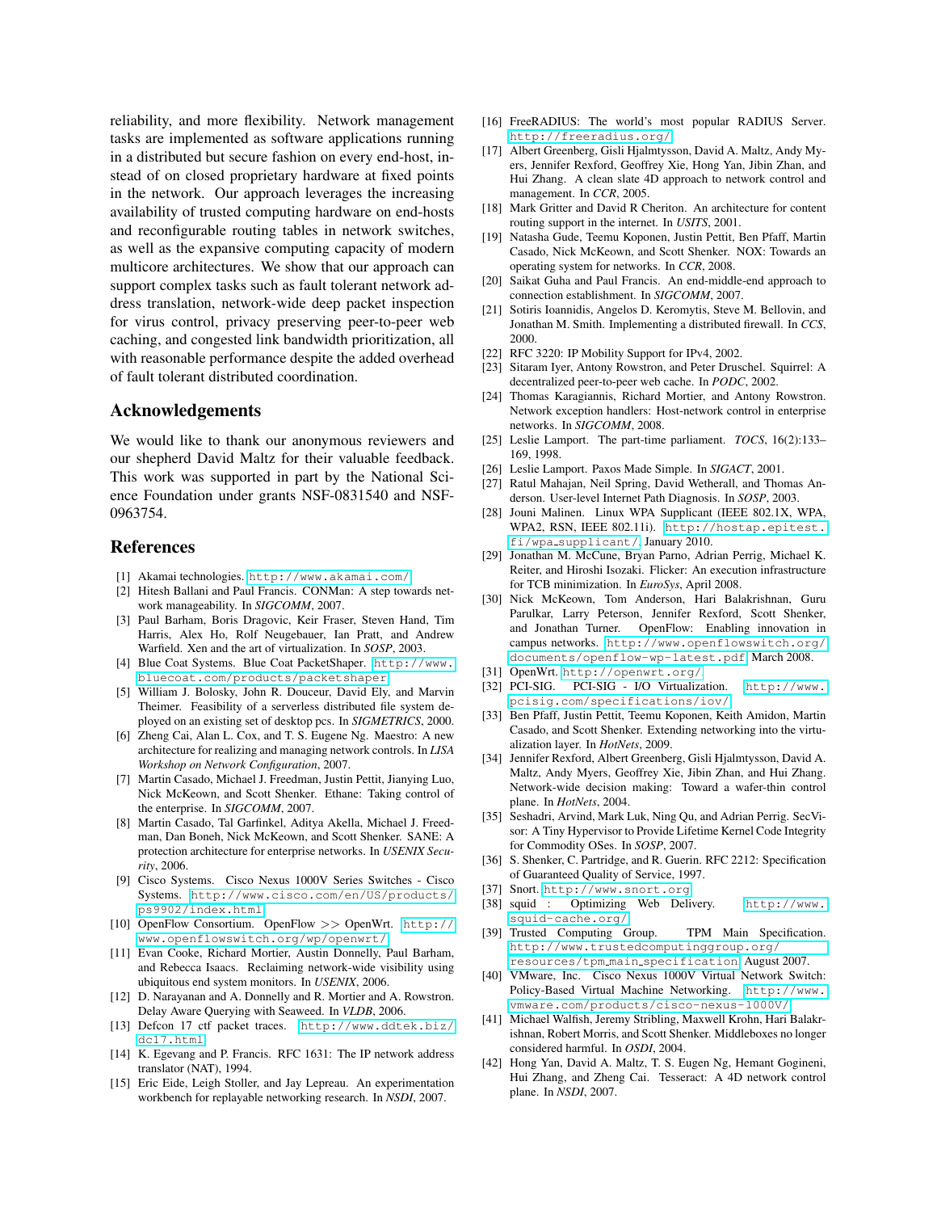reliability, and more flexibility. Network management tasks are implemented as software applications running in a distributed but secure fashion on every end-host, instead of on closed proprietary hardware at fixed points in the network. Our approach leverages the increasing availability of trusted computing hardware on end-hosts and reconfigurable routing tables in network switches, as well as the expansive computing capacity of modern multicore architectures. We show that our approach can support complex tasks such as fault tolerant network address translation, network-wide deep packet inspection for virus control, privacy preserving peer-to-peer web caching, and congested link bandwidth prioritization, all with reasonable performance despite the added overhead of fault tolerant distributed coordination.

## Acknowledgements

We would like to thank our anonymous reviewers and our shepherd David Maltz for their valuable feedback. This work was supported in part by the National Science Foundation under grants NSF-0831540 and NSF-0963754.

## References

[1] Akamai technologies. http://www.akamai.com/.

[2] Hitesh Ballani and Paul Francis. CONMan: A step towards network manageability. In *SIGCOMM*, 2007.

[3] Paul Barham, Boris Dragovic, Keir Fraser, Steven Hand, Tim Harris, Alex Ho, Rolf Neugebauer, Ian Pratt, and Andrew Warfield. Xen and the art of virtualization. In *SOSP*, 2003.

[4] Blue Coat Systems. Blue Coat PacketShaper. http://www.bluecoat.com/products/packetshaper.

[5] William J. Bolosky, John R. Douceur, David Ely, and Marvin Theimer. Feasibility of a serverless distributed file system deployed on an existing set of desktop pcs. In *SIGMETRICS*, 2000.

[6] Zheng Cai, Alan L. Cox, and T. S. Eugene Ng. Maestro: A new architecture for realizing and managing network controls. In *LISA Workshop on Network Configuration*, 2007.

[7] Martin Casado, Michael J. Freedman, Justin Pettit, Jianying Luo, Nick McKeown, and Scott Shenker. Ethane: Taking control of the enterprise. In *SIGCOMM*, 2007.

[8] Martin Casado, Tal Garfinkel, Aditya Akella, Michael J. Freedman, Dan Boneh, Nick McKeown, and Scott Shenker. SANE: A protection architecture for enterprise networks. In *USENIX Security*, 2006.

[9] Cisco Systems. Cisco Nexus 1000V Series Switches - Cisco Systems. http://www.cisco.com/en/US/products/ps9902/index.html.

[10] OpenFlow Consortium. OpenFlow >> OpenWrt. http://www.openflowswitch.org/wp/openwrt/.

[11] Evan Cooke, Richard Mortier, Austin Donnelly, Paul Barham, and Rebecca Isaacs. Reclaiming network-wide visibility using ubiquitous end system monitors. In *USENIX*, 2006.

[12] D. Narayanan and A. Donnelly and R. Mortier and A. Rowstron. Delay Aware Querying with Seaweed. In *VLDB*, 2006.

[13] Defcon 17 ctf packet traces. http://www.ddtek.biz/dc17.html.

[14] K. Egevang and P. Francis. RFC 1631: The IP network address translator (NAT), 1994.

[15] Eric Eide, Leigh Stoller, and Jay Lepreau. An experimentation workbench for replayable networking research. In *NSDI*, 2007.

[16] FreeRADIUS: The world's most popular RADIUS Server. http://freeradius.org/.

[17] Albert Greenberg, Gisli Hjalmtysson, David A. Maltz, Andy Myers, Jennifer Rexford, Geoffrey Xie, Hong Yan, Jibin Zhan, and Hui Zhang. A clean slate 4D approach to network control and management. In *CCR*, 2005.

[18] Mark Gritter and David R Cheriton. An architecture for content routing support in the internet. In *USITS*, 2001.

[19] Natasha Gude, Teemu Koponen, Justin Pettit, Ben Pfaff, Martin Casado, Nick McKeown, and Scott Shenker. NOX: Towards an operating system for networks. In *CCR*, 2008.

[20] Saikat Guha and Paul Francis. An end-middle-end approach to connection establishment. In *SIGCOMM*, 2007.

[21] Sotiris Ioannidis, Angelos D. Keromytis, Steve M. Bellovin, and Jonathan M. Smith. Implementing a distributed firewall. In *CCS*, 2000.

[22] RFC 3220: IP Mobility Support for IPv4, 2002.

[23] Sitaram Iyer, Antony Rowstron, and Peter Druschel. Squirrel: A decentralized peer-to-peer web cache. In *PODC*, 2002.

[24] Thomas Karagiannis, Richard Mortier, and Antony Rowstron. Network exception handlers: Host-network control in enterprise networks. In *SIGCOMM*, 2008.

[25] Leslie Lamport. The part-time parliament. *TOCS*, 16(2):133–169, 1998.

[26] Leslie Lamport. Paxos Made Simple. In *SIGACT*, 2001.

[27] Ratul Mahajan, Neil Spring, David Wetherall, and Thomas Anderson. User-level Internet Path Diagnosis. In *SOSP*, 2003.

[28] Jouni Malinen. Linux WPA Supplicant (IEEE 802.1X, WPA, WPA2, RSN, IEEE 802.11i). http://hostap.epitest.fi/wpa_supplicant/, January 2010.

[29] Jonathan M. McCune, Bryan Parno, Adrian Perrig, Michael K. Reiter, and Hiroshi Isozaki. Flicker: An execution infrastructure for TCB minimization. In *EuroSys*, April 2008.

[30] Nick McKeown, Tom Anderson, Hari Balakrishnan, Guru Parulkar, Larry Peterson, Jennifer Rexford, Scott Shenker, and Jonathan Turner. OpenFlow: Enabling innovation in campus networks. http://www.openflowswitch.org/documents/openflow-wp-latest.pdf, March 2008.

[31] OpenWrt. http://openwrt.org/.

[32] PCI-SIG. PCI-SIG - I/O Virtualization. http://www.pcisig.com/specifications/iov/.

[33] Ben Pfaff, Justin Pettit, Teemu Koponen, Keith Amidon, Martin Casado, and Scott Shenker. Extending networking into the virtualization layer. In *HotNets*, 2009.

[34] Jennifer Rexford, Albert Greenberg, Gisli Hjalmtysson, David A. Maltz, Andy Myers, Geoffrey Xie, Jibin Zhan, and Hui Zhang. Network-wide decision making: Toward a wafer-thin control plane. In *HotNets*, 2004.

[35] Seshadri, Arvind, Mark Luk, Ning Qu, and Adrian Perrig. SecVisor: A Tiny Hypervisor to Provide Lifetime Kernel Code Integrity for Commodity OSes. In *SOSP*, 2007.

[36] S. Shenker, C. Partridge, and R. Guerin. RFC 2212: Specification of Guaranteed Quality of Service, 1997.

[37] Snort. http://www.snort.org.

[38] squid : Optimizing Web Delivery. http://www.squid-cache.org/.

[39] Trusted Computing Group. TPM Main Specification. http://www.trustedcomputinggroup.org/resources/tpm_main_specification, August 2007.

[40] VMware, Inc. Cisco Nexus 1000V Virtual Network Switch: Policy-Based Virtual Machine Networking. http://www.vmware.com/products/cisco-nexus-1000V/.

[41] Michael Walfish, Jeremy Stribling, Maxwell Krohn, Hari Balakrishnan, Robert Morris, and Scott Shenker. Middleboxes no longer considered harmful. In *OSDI*, 2004.

[42] Hong Yan, David A. Maltz, T. S. Eugen Ng, Hemant Gogineni, Hui Zhang, and Zheng Cai. Tesseract: A 4D network control plane. In *NSDI*, 2007.